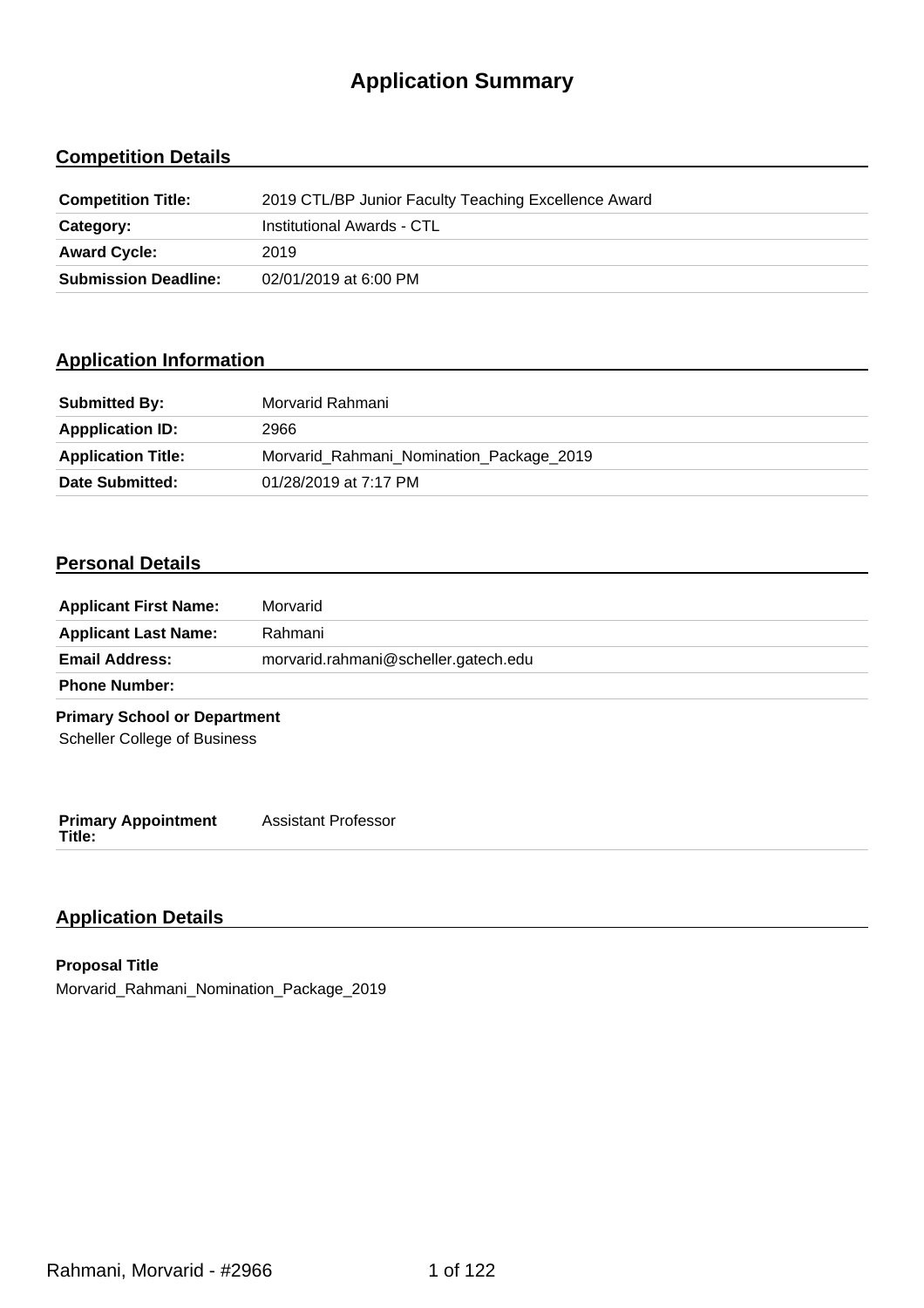# Application Summary

## Competition Details

| | |
|---|---|
| **Competition Title:** | 2019 CTL/BP Junior Faculty Teaching Excellence Award |
| **Category:** | Institutional Awards - CTL |
| **Award Cycle:** | 2019 |
| **Submission Deadline:** | 02/01/2019 at 6:00 PM |

## Application Information

| | |
|---|---|
| **Submitted By:** | Morvarid Rahmani |
| **Appplication ID:** | 2966 |
| **Application Title:** | Morvarid_Rahmani_Nomination_Package_2019 |
| **Date Submitted:** | 01/28/2019 at 7:17 PM |

## Personal Details

| | |
|---|---|
| **Applicant First Name:** | Morvarid |
| **Applicant Last Name:** | Rahmani |
| **Email Address:** | morvarid.rahmani@scheller.gatech.edu |
| **Phone Number:** | |

**Primary School or Department**

Scheller College of Business

| | |
|---|---|
| **Primary Appointment Title:** | Assistant Professor |

## Application Details

**Proposal Title**

Morvarid_Rahmani_Nomination_Package_2019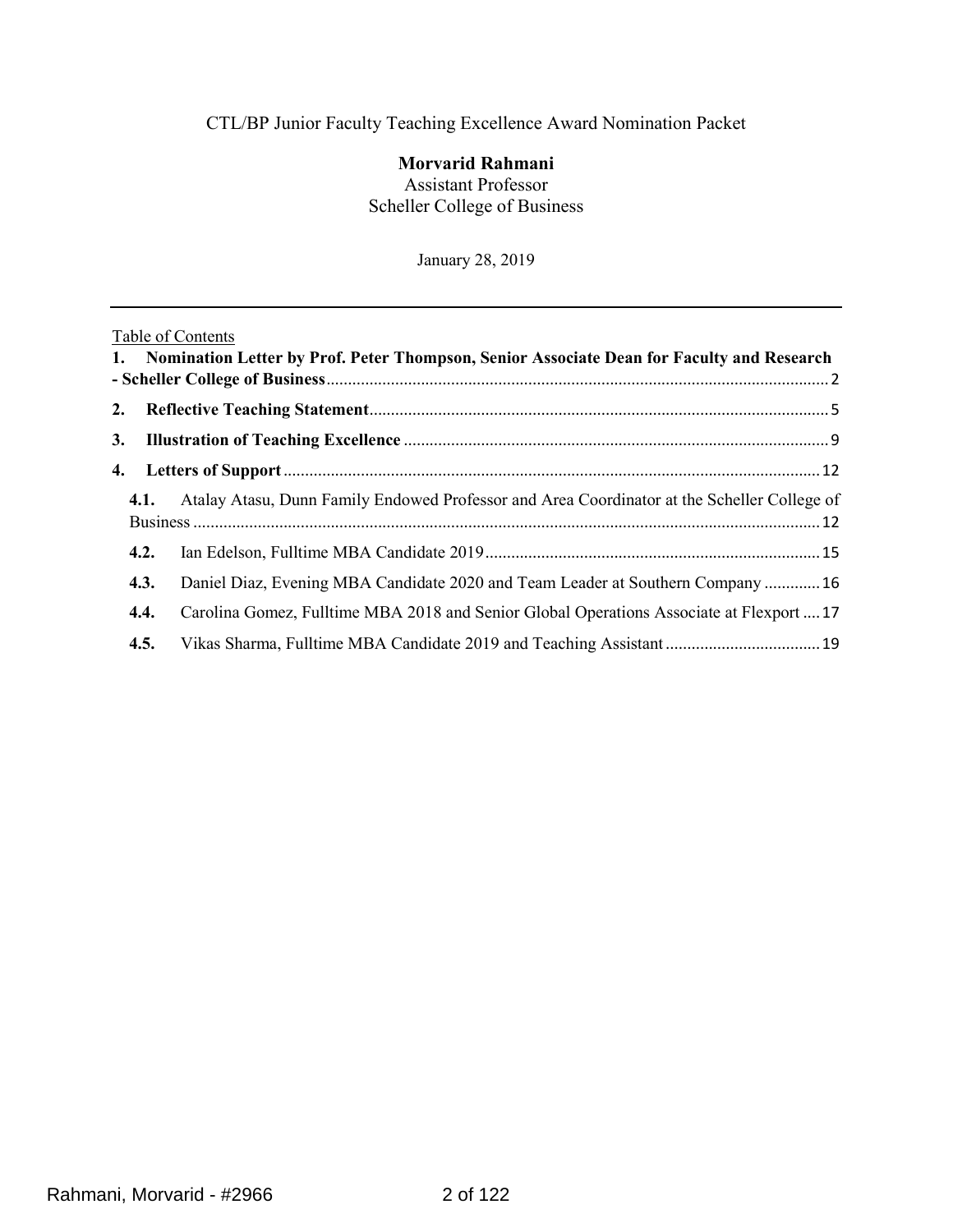CTL/BP Junior Faculty Teaching Excellence Award Nomination Packet

**Morvarid Rahmani**
Assistant Professor
Scheller College of Business

January 28, 2019

---

Table of Contents

1. **Nomination Letter by Prof. Peter Thompson, Senior Associate Dean for Faculty and Research - Scheller College of Business** .......... 2
2. **Reflective Teaching Statement** .......... 5
3. **Illustration of Teaching Excellence** .......... 9
4. **Letters of Support** .......... 12
   - **4.1.** Atalay Atasu, Dunn Family Endowed Professor and Area Coordinator at the Scheller College of Business .......... 12
   - **4.2.** Ian Edelson, Fulltime MBA Candidate 2019 .......... 15
   - **4.3.** Daniel Diaz, Evening MBA Candidate 2020 and Team Leader at Southern Company .......... 16
   - **4.4.** Carolina Gomez, Fulltime MBA 2018 and Senior Global Operations Associate at Flexport .......... 17
   - **4.5.** Vikas Sharma, Fulltime MBA Candidate 2019 and Teaching Assistant .......... 19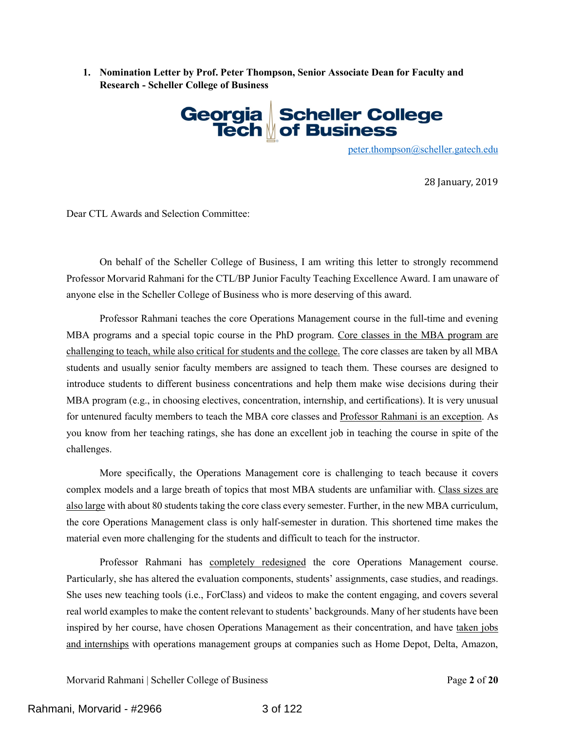**1. Nomination Letter by Prof. Peter Thompson, Senior Associate Dean for Faculty and Research - Scheller College of Business**

Georgia Tech Scheller College of Business

peter.thompson@scheller.gatech.edu

28 January, 2019

Dear CTL Awards and Selection Committee:

On behalf of the Scheller College of Business, I am writing this letter to strongly recommend Professor Morvarid Rahmani for the CTL/BP Junior Faculty Teaching Excellence Award. I am unaware of anyone else in the Scheller College of Business who is more deserving of this award.

Professor Rahmani teaches the core Operations Management course in the full-time and evening MBA programs and a special topic course in the PhD program. <u>Core classes in the MBA program are challenging to teach, while also critical for students and the college.</u> The core classes are taken by all MBA students and usually senior faculty members are assigned to teach them. These courses are designed to introduce students to different business concentrations and help them make wise decisions during their MBA program (e.g., in choosing electives, concentration, internship, and certifications). It is very unusual for untenured faculty members to teach the MBA core classes and <u>Professor Rahmani is an exception</u>. As you know from her teaching ratings, she has done an excellent job in teaching the course in spite of the challenges.

More specifically, the Operations Management core is challenging to teach because it covers complex models and a large breath of topics that most MBA students are unfamiliar with. <u>Class sizes are also large</u> with about 80 students taking the core class every semester. Further, in the new MBA curriculum, the core Operations Management class is only half-semester in duration. This shortened time makes the material even more challenging for the students and difficult to teach for the instructor.

Professor Rahmani has <u>completely redesigned</u> the core Operations Management course. Particularly, she has altered the evaluation components, students' assignments, case studies, and readings. She uses new teaching tools (i.e., ForClass) and videos to make the content engaging, and covers several real world examples to make the content relevant to students' backgrounds. Many of her students have been inspired by her course, have chosen Operations Management as their concentration, and have <u>taken jobs and internships</u> with operations management groups at companies such as Home Depot, Delta, Amazon,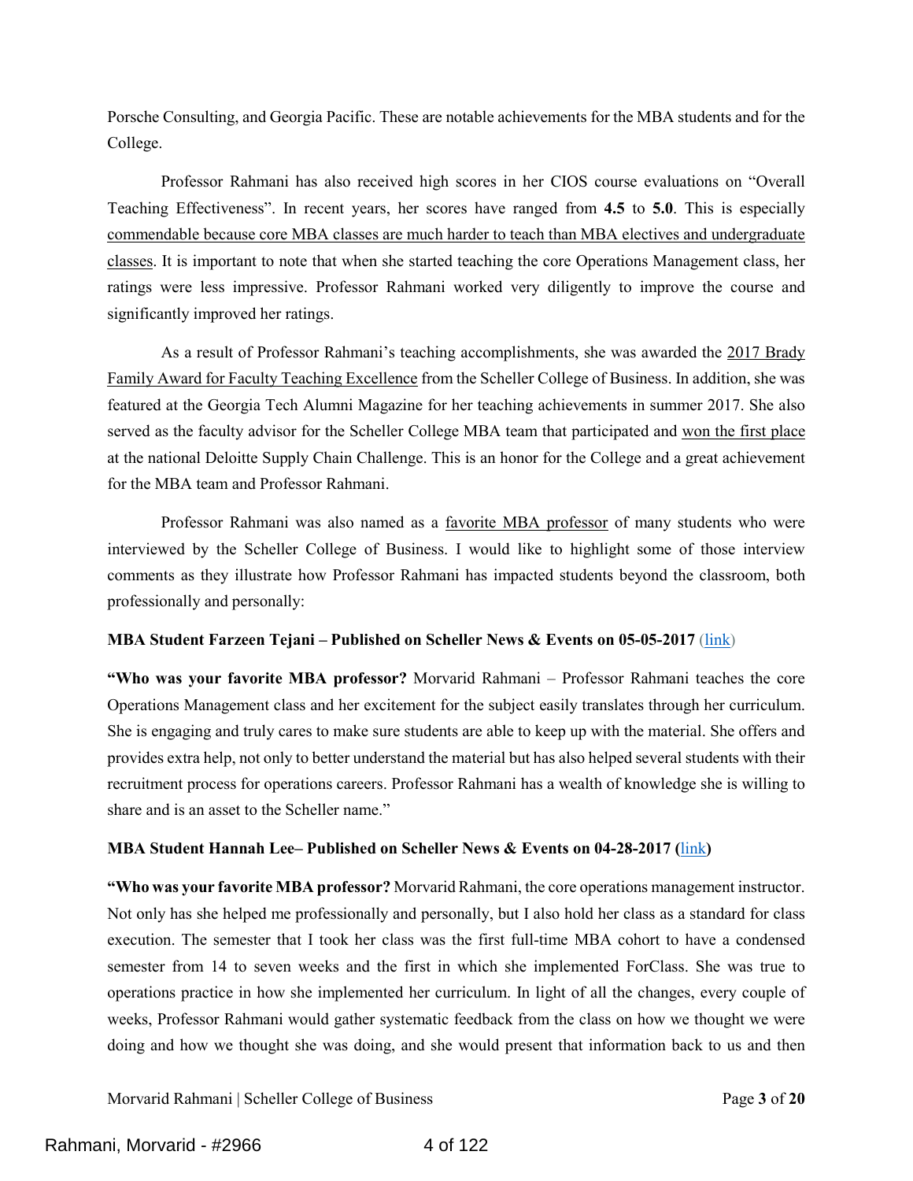Porsche Consulting, and Georgia Pacific. These are notable achievements for the MBA students and for the College.

Professor Rahmani has also received high scores in her CIOS course evaluations on "Overall Teaching Effectiveness". In recent years, her scores have ranged from **4.5** to **5.0**. This is especially commendable because core MBA classes are much harder to teach than MBA electives and undergraduate classes. It is important to note that when she started teaching the core Operations Management class, her ratings were less impressive. Professor Rahmani worked very diligently to improve the course and significantly improved her ratings.

As a result of Professor Rahmani's teaching accomplishments, she was awarded the 2017 Brady Family Award for Faculty Teaching Excellence from the Scheller College of Business. In addition, she was featured at the Georgia Tech Alumni Magazine for her teaching achievements in summer 2017. She also served as the faculty advisor for the Scheller College MBA team that participated and won the first place at the national Deloitte Supply Chain Challenge. This is an honor for the College and a great achievement for the MBA team and Professor Rahmani.

Professor Rahmani was also named as a favorite MBA professor of many students who were interviewed by the Scheller College of Business. I would like to highlight some of those interview comments as they illustrate how Professor Rahmani has impacted students beyond the classroom, both professionally and personally:

**MBA Student Farzeen Tejani – Published on Scheller News & Events on 05-05-2017** (link)

**"Who was your favorite MBA professor?** Morvarid Rahmani – Professor Rahmani teaches the core Operations Management class and her excitement for the subject easily translates through her curriculum. She is engaging and truly cares to make sure students are able to keep up with the material. She offers and provides extra help, not only to better understand the material but has also helped several students with their recruitment process for operations careers. Professor Rahmani has a wealth of knowledge she is willing to share and is an asset to the Scheller name."

**MBA Student Hannah Lee– Published on Scheller News & Events on 04-28-2017 (**link**)**

**"Who was your favorite MBA professor?** Morvarid Rahmani, the core operations management instructor. Not only has she helped me professionally and personally, but I also hold her class as a standard for class execution. The semester that I took her class was the first full-time MBA cohort to have a condensed semester from 14 to seven weeks and the first in which she implemented ForClass. She was true to operations practice in how she implemented her curriculum. In light of all the changes, every couple of weeks, Professor Rahmani would gather systematic feedback from the class on how we thought we were doing and how we thought she was doing, and she would present that information back to us and then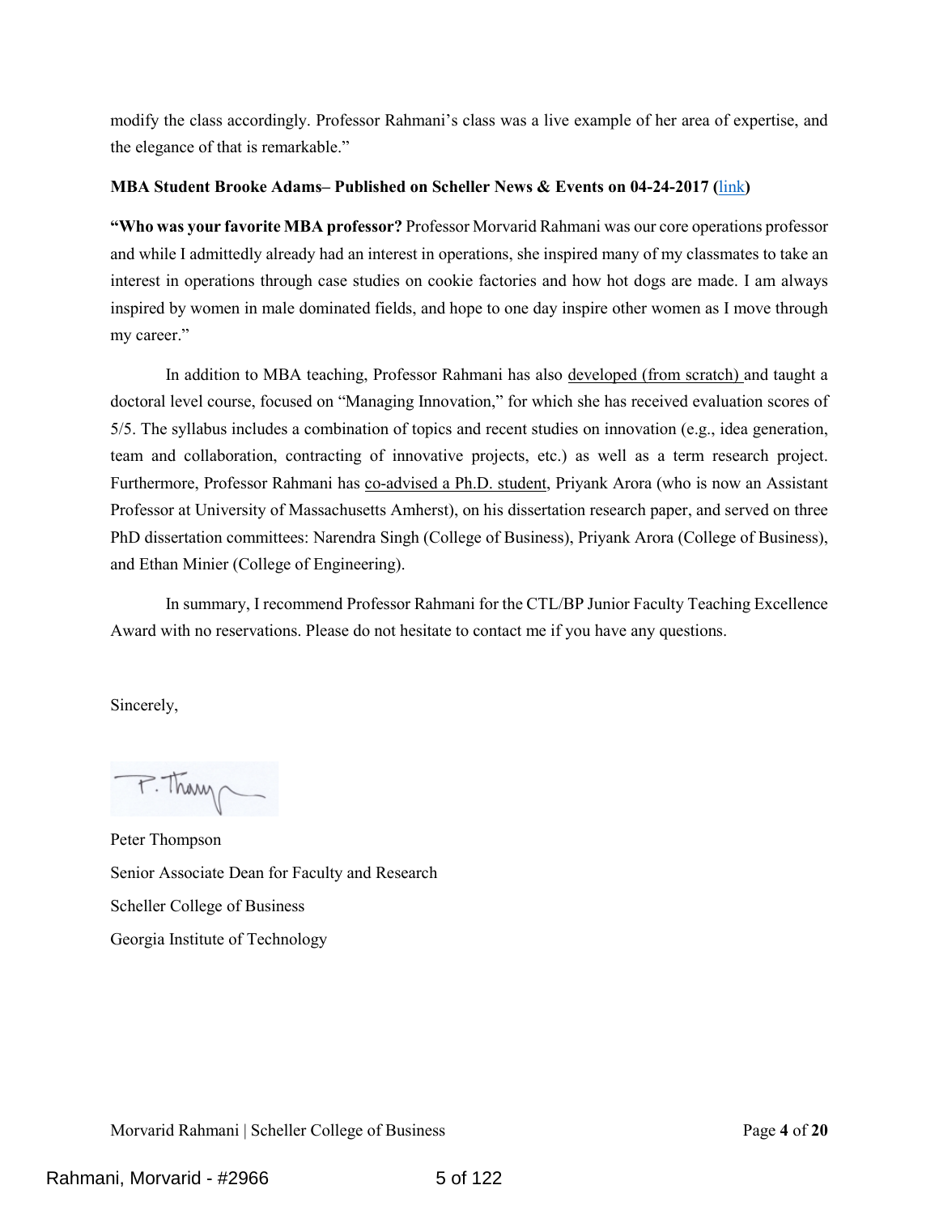modify the class accordingly. Professor Rahmani's class was a live example of her area of expertise, and the elegance of that is remarkable."

**MBA Student Brooke Adams– Published on Scheller News & Events on 04-24-2017 (link)**

**"Who was your favorite MBA professor?** Professor Morvarid Rahmani was our core operations professor and while I admittedly already had an interest in operations, she inspired many of my classmates to take an interest in operations through case studies on cookie factories and how hot dogs are made. I am always inspired by women in male dominated fields, and hope to one day inspire other women as I move through my career."

In addition to MBA teaching, Professor Rahmani has also developed (from scratch) and taught a doctoral level course, focused on "Managing Innovation," for which she has received evaluation scores of 5/5. The syllabus includes a combination of topics and recent studies on innovation (e.g., idea generation, team and collaboration, contracting of innovative projects, etc.) as well as a term research project. Furthermore, Professor Rahmani has co-advised a Ph.D. student, Priyank Arora (who is now an Assistant Professor at University of Massachusetts Amherst), on his dissertation research paper, and served on three PhD dissertation committees: Narendra Singh (College of Business), Priyank Arora (College of Business), and Ethan Minier (College of Engineering).

In summary, I recommend Professor Rahmani for the CTL/BP Junior Faculty Teaching Excellence Award with no reservations. Please do not hesitate to contact me if you have any questions.

Sincerely,

Peter Thompson
Senior Associate Dean for Faculty and Research
Scheller College of Business
Georgia Institute of Technology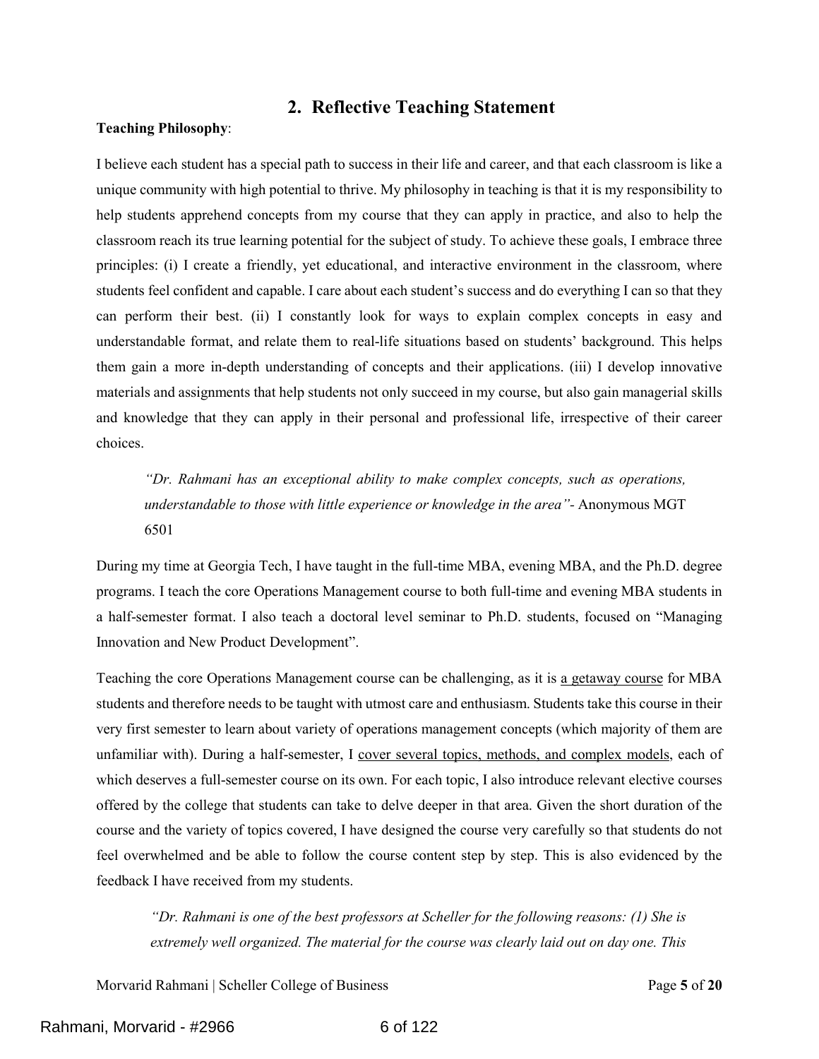## 2. Reflective Teaching Statement

**Teaching Philosophy**:

I believe each student has a special path to success in their life and career, and that each classroom is like a unique community with high potential to thrive. My philosophy in teaching is that it is my responsibility to help students apprehend concepts from my course that they can apply in practice, and also to help the classroom reach its true learning potential for the subject of study. To achieve these goals, I embrace three principles: (i) I create a friendly, yet educational, and interactive environment in the classroom, where students feel confident and capable. I care about each student's success and do everything I can so that they can perform their best. (ii) I constantly look for ways to explain complex concepts in easy and understandable format, and relate them to real-life situations based on students' background. This helps them gain a more in-depth understanding of concepts and their applications. (iii) I develop innovative materials and assignments that help students not only succeed in my course, but also gain managerial skills and knowledge that they can apply in their personal and professional life, irrespective of their career choices.

> *"Dr. Rahmani has an exceptional ability to make complex concepts, such as operations, understandable to those with little experience or knowledge in the area"*- Anonymous MGT 6501

During my time at Georgia Tech, I have taught in the full-time MBA, evening MBA, and the Ph.D. degree programs. I teach the core Operations Management course to both full-time and evening MBA students in a half-semester format. I also teach a doctoral level seminar to Ph.D. students, focused on "Managing Innovation and New Product Development".

Teaching the core Operations Management course can be challenging, as it is <u>a getaway course</u> for MBA students and therefore needs to be taught with utmost care and enthusiasm. Students take this course in their very first semester to learn about variety of operations management concepts (which majority of them are unfamiliar with). During a half-semester, I <u>cover several topics, methods, and complex models</u>, each of which deserves a full-semester course on its own. For each topic, I also introduce relevant elective courses offered by the college that students can take to delve deeper in that area. Given the short duration of the course and the variety of topics covered, I have designed the course very carefully so that students do not feel overwhelmed and be able to follow the course content step by step. This is also evidenced by the feedback I have received from my students.

> *"Dr. Rahmani is one of the best professors at Scheller for the following reasons: (1) She is extremely well organized. The material for the course was clearly laid out on day one. This*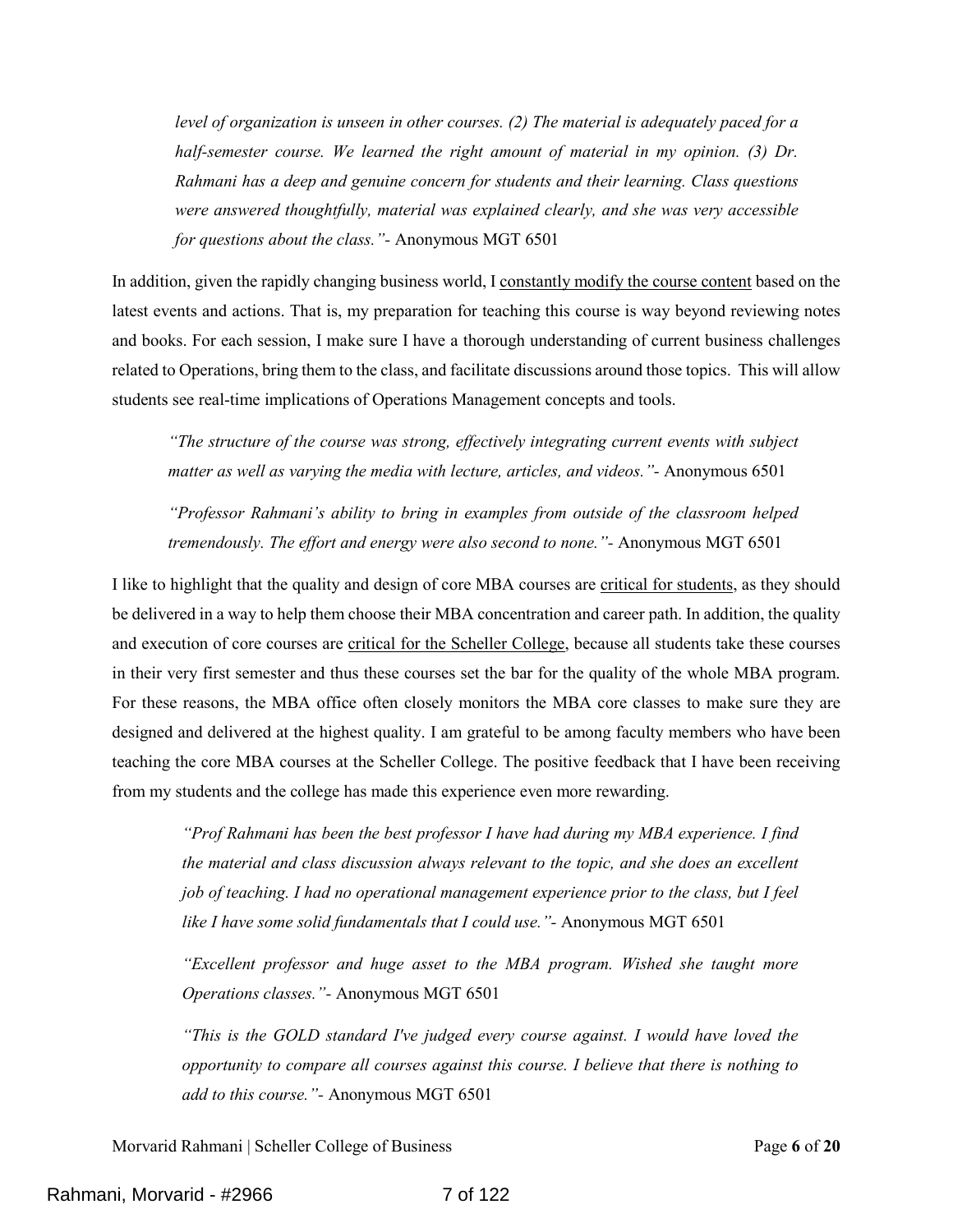> *level of organization is unseen in other courses. (2) The material is adequately paced for a half-semester course. We learned the right amount of material in my opinion. (3) Dr. Rahmani has a deep and genuine concern for students and their learning. Class questions were answered thoughtfully, material was explained clearly, and she was very accessible for questions about the class."*- Anonymous MGT 6501

In addition, given the rapidly changing business world, I <u>constantly modify the course content</u> based on the latest events and actions. That is, my preparation for teaching this course is way beyond reviewing notes and books. For each session, I make sure I have a thorough understanding of current business challenges related to Operations, bring them to the class, and facilitate discussions around those topics. This will allow students see real-time implications of Operations Management concepts and tools.

> *"The structure of the course was strong, effectively integrating current events with subject matter as well as varying the media with lecture, articles, and videos."*- Anonymous 6501

> *"Professor Rahmani's ability to bring in examples from outside of the classroom helped tremendously. The effort and energy were also second to none."*- Anonymous MGT 6501

I like to highlight that the quality and design of core MBA courses are <u>critical for students</u>, as they should be delivered in a way to help them choose their MBA concentration and career path. In addition, the quality and execution of core courses are <u>critical for the Scheller College</u>, because all students take these courses in their very first semester and thus these courses set the bar for the quality of the whole MBA program. For these reasons, the MBA office often closely monitors the MBA core classes to make sure they are designed and delivered at the highest quality. I am grateful to be among faculty members who have been teaching the core MBA courses at the Scheller College. The positive feedback that I have been receiving from my students and the college has made this experience even more rewarding.

> *"Prof Rahmani has been the best professor I have had during my MBA experience. I find the material and class discussion always relevant to the topic, and she does an excellent job of teaching. I had no operational management experience prior to the class, but I feel like I have some solid fundamentals that I could use."*- Anonymous MGT 6501

> *"Excellent professor and huge asset to the MBA program. Wished she taught more Operations classes."*- Anonymous MGT 6501

> *"This is the GOLD standard I've judged every course against. I would have loved the opportunity to compare all courses against this course. I believe that there is nothing to add to this course."*- Anonymous MGT 6501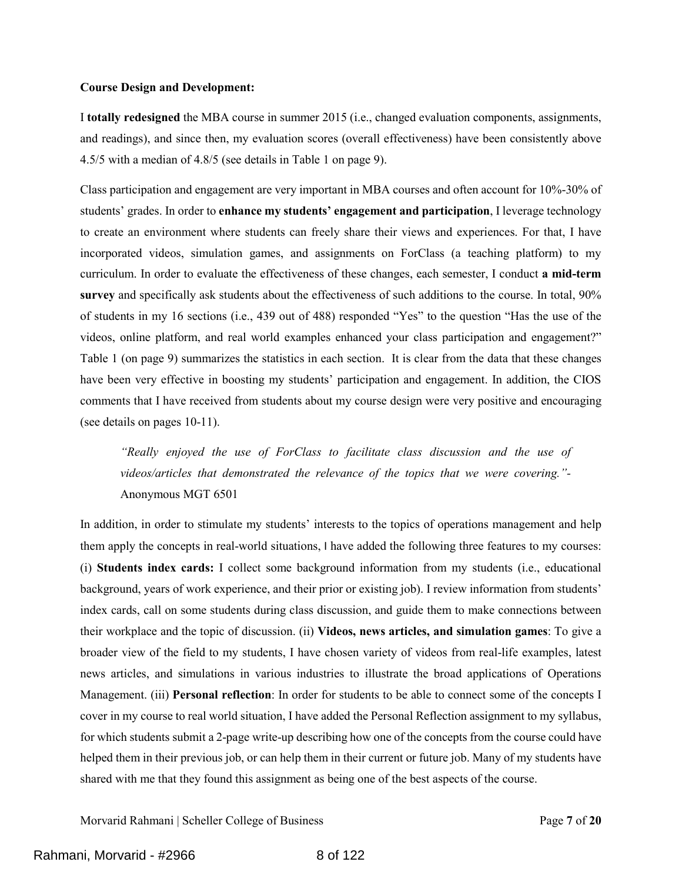**Course Design and Development:**

I **totally redesigned** the MBA course in summer 2015 (i.e., changed evaluation components, assignments, and readings), and since then, my evaluation scores (overall effectiveness) have been consistently above 4.5/5 with a median of 4.8/5 (see details in Table 1 on page 9).

Class participation and engagement are very important in MBA courses and often account for 10%-30% of students' grades. In order to **enhance my students' engagement and participation**, I leverage technology to create an environment where students can freely share their views and experiences. For that, I have incorporated videos, simulation games, and assignments on ForClass (a teaching platform) to my curriculum. In order to evaluate the effectiveness of these changes, each semester, I conduct **a mid-term survey** and specifically ask students about the effectiveness of such additions to the course. In total, 90% of students in my 16 sections (i.e., 439 out of 488) responded "Yes" to the question "Has the use of the videos, online platform, and real world examples enhanced your class participation and engagement?" Table 1 (on page 9) summarizes the statistics in each section. It is clear from the data that these changes have been very effective in boosting my students' participation and engagement. In addition, the CIOS comments that I have received from students about my course design were very positive and encouraging (see details on pages 10-11).

> *"Really enjoyed the use of ForClass to facilitate class discussion and the use of videos/articles that demonstrated the relevance of the topics that we were covering."*- Anonymous MGT 6501

In addition, in order to stimulate my students' interests to the topics of operations management and help them apply the concepts in real-world situations, I have added the following three features to my courses: (i) **Students index cards:** I collect some background information from my students (i.e., educational background, years of work experience, and their prior or existing job). I review information from students' index cards, call on some students during class discussion, and guide them to make connections between their workplace and the topic of discussion. (ii) **Videos, news articles, and simulation games**: To give a broader view of the field to my students, I have chosen variety of videos from real-life examples, latest news articles, and simulations in various industries to illustrate the broad applications of Operations Management. (iii) **Personal reflection**: In order for students to be able to connect some of the concepts I cover in my course to real world situation, I have added the Personal Reflection assignment to my syllabus, for which students submit a 2-page write-up describing how one of the concepts from the course could have helped them in their previous job, or can help them in their current or future job. Many of my students have shared with me that they found this assignment as being one of the best aspects of the course.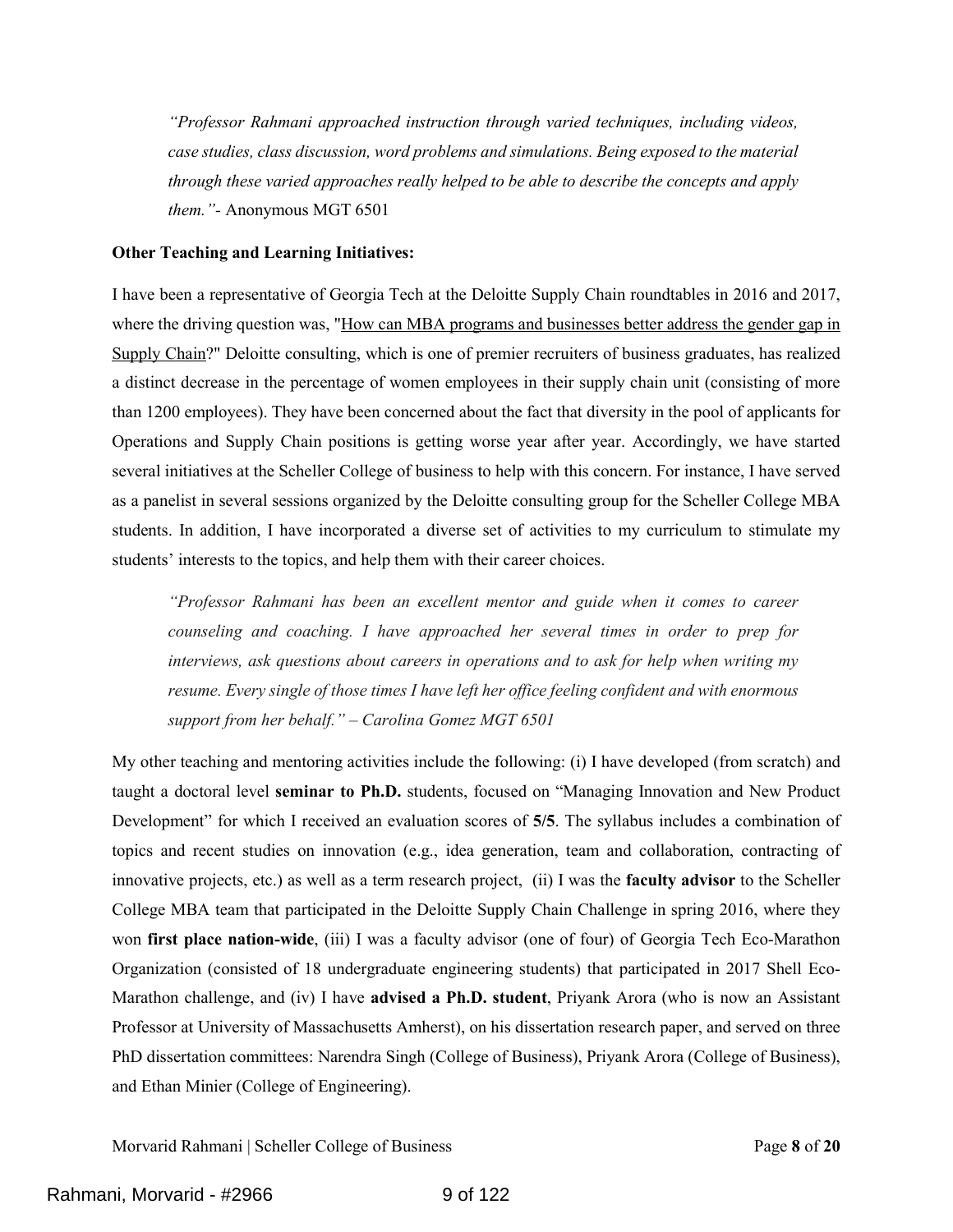> *"Professor Rahmani approached instruction through varied techniques, including videos, case studies, class discussion, word problems and simulations. Being exposed to the material through these varied approaches really helped to be able to describe the concepts and apply them."*- Anonymous MGT 6501

**Other Teaching and Learning Initiatives:**

I have been a representative of Georgia Tech at the Deloitte Supply Chain roundtables in 2016 and 2017, where the driving question was, "How can MBA programs and businesses better address the gender gap in Supply Chain?" Deloitte consulting, which is one of premier recruiters of business graduates, has realized a distinct decrease in the percentage of women employees in their supply chain unit (consisting of more than 1200 employees). They have been concerned about the fact that diversity in the pool of applicants for Operations and Supply Chain positions is getting worse year after year. Accordingly, we have started several initiatives at the Scheller College of business to help with this concern. For instance, I have served as a panelist in several sessions organized by the Deloitte consulting group for the Scheller College MBA students. In addition, I have incorporated a diverse set of activities to my curriculum to stimulate my students' interests to the topics, and help them with their career choices.

> *"Professor Rahmani has been an excellent mentor and guide when it comes to career counseling and coaching. I have approached her several times in order to prep for interviews, ask questions about careers in operations and to ask for help when writing my resume. Every single of those times I have left her office feeling confident and with enormous support from her behalf." – Carolina Gomez MGT 6501*

My other teaching and mentoring activities include the following: (i) I have developed (from scratch) and taught a doctoral level **seminar to Ph.D.** students, focused on "Managing Innovation and New Product Development" for which I received an evaluation scores of **5/5**. The syllabus includes a combination of topics and recent studies on innovation (e.g., idea generation, team and collaboration, contracting of innovative projects, etc.) as well as a term research project, (ii) I was the **faculty advisor** to the Scheller College MBA team that participated in the Deloitte Supply Chain Challenge in spring 2016, where they won **first place nation-wide**, (iii) I was a faculty advisor (one of four) of Georgia Tech Eco-Marathon Organization (consisted of 18 undergraduate engineering students) that participated in 2017 Shell Eco-Marathon challenge, and (iv) I have **advised a Ph.D. student**, Priyank Arora (who is now an Assistant Professor at University of Massachusetts Amherst), on his dissertation research paper, and served on three PhD dissertation committees: Narendra Singh (College of Business), Priyank Arora (College of Business), and Ethan Minier (College of Engineering).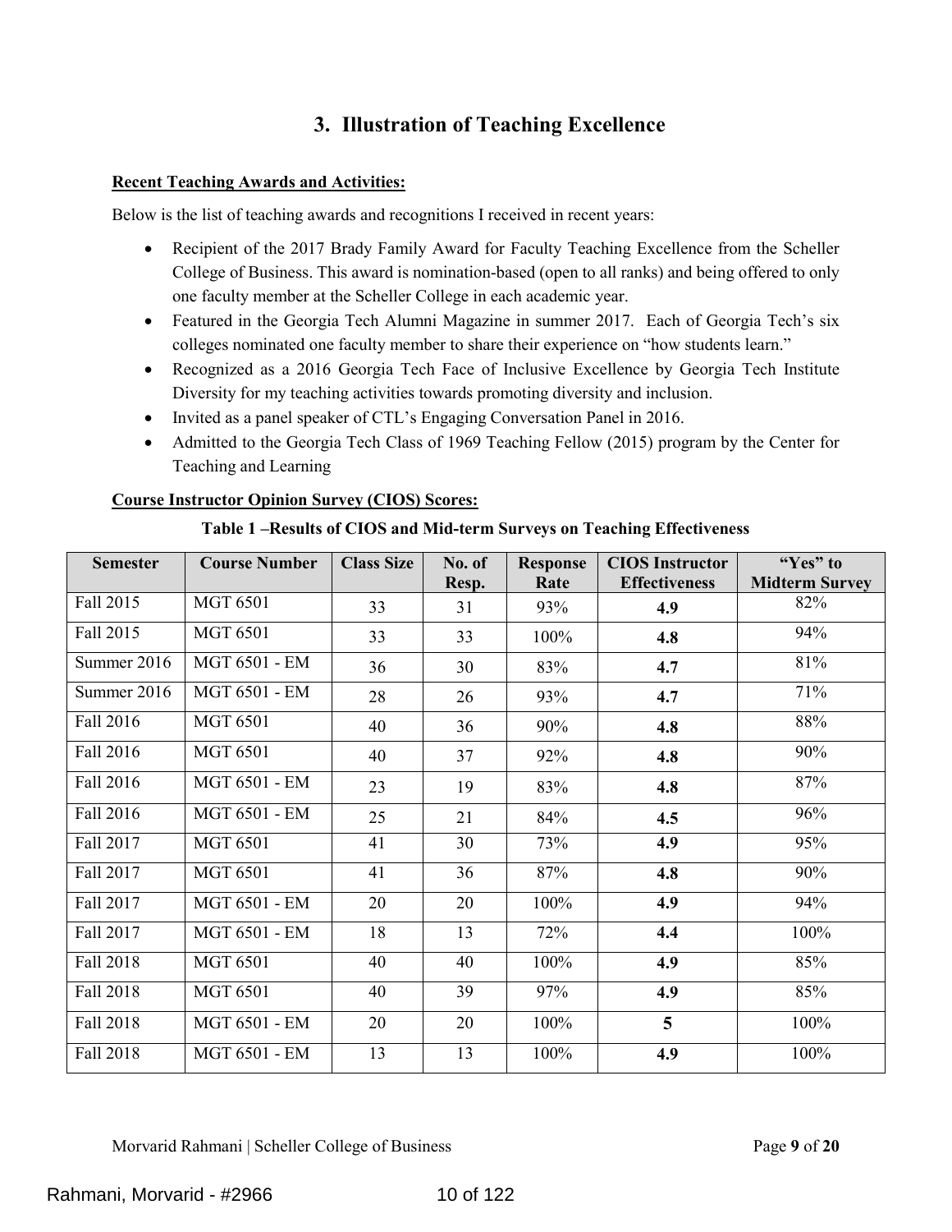## 3. Illustration of Teaching Excellence

**Recent Teaching Awards and Activities:**

Below is the list of teaching awards and recognitions I received in recent years:

- Recipient of the 2017 Brady Family Award for Faculty Teaching Excellence from the Scheller College of Business. This award is nomination-based (open to all ranks) and being offered to only one faculty member at the Scheller College in each academic year.
- Featured in the Georgia Tech Alumni Magazine in summer 2017. Each of Georgia Tech's six colleges nominated one faculty member to share their experience on "how students learn."
- Recognized as a 2016 Georgia Tech Face of Inclusive Excellence by Georgia Tech Institute Diversity for my teaching activities towards promoting diversity and inclusion.
- Invited as a panel speaker of CTL's Engaging Conversation Panel in 2016.
- Admitted to the Georgia Tech Class of 1969 Teaching Fellow (2015) program by the Center for Teaching and Learning

**Course Instructor Opinion Survey (CIOS) Scores:**

**Table 1 –Results of CIOS and Mid-term Surveys on Teaching Effectiveness**

| Semester | Course Number | Class Size | No. of Resp. | Response Rate | CIOS Instructor Effectiveness | "Yes" to Midterm Survey |
|---|---|---|---|---|---|---|
| Fall 2015 | MGT 6501 | 33 | 31 | 93% | **4.9** | 82% |
| Fall 2015 | MGT 6501 | 33 | 33 | 100% | **4.8** | 94% |
| Summer 2016 | MGT 6501 - EM | 36 | 30 | 83% | **4.7** | 81% |
| Summer 2016 | MGT 6501 - EM | 28 | 26 | 93% | **4.7** | 71% |
| Fall 2016 | MGT 6501 | 40 | 36 | 90% | **4.8** | 88% |
| Fall 2016 | MGT 6501 | 40 | 37 | 92% | **4.8** | 90% |
| Fall 2016 | MGT 6501 - EM | 23 | 19 | 83% | **4.8** | 87% |
| Fall 2016 | MGT 6501 - EM | 25 | 21 | 84% | **4.5** | 96% |
| Fall 2017 | MGT 6501 | 41 | 30 | 73% | **4.9** | 95% |
| Fall 2017 | MGT 6501 | 41 | 36 | 87% | **4.8** | 90% |
| Fall 2017 | MGT 6501 - EM | 20 | 20 | 100% | **4.9** | 94% |
| Fall 2017 | MGT 6501 - EM | 18 | 13 | 72% | **4.4** | 100% |
| Fall 2018 | MGT 6501 | 40 | 40 | 100% | **4.9** | 85% |
| Fall 2018 | MGT 6501 | 40 | 39 | 97% | **4.9** | 85% |
| Fall 2018 | MGT 6501 - EM | 20 | 20 | 100% | **5** | 100% |
| Fall 2018 | MGT 6501 - EM | 13 | 13 | 100% | **4.9** | 100% |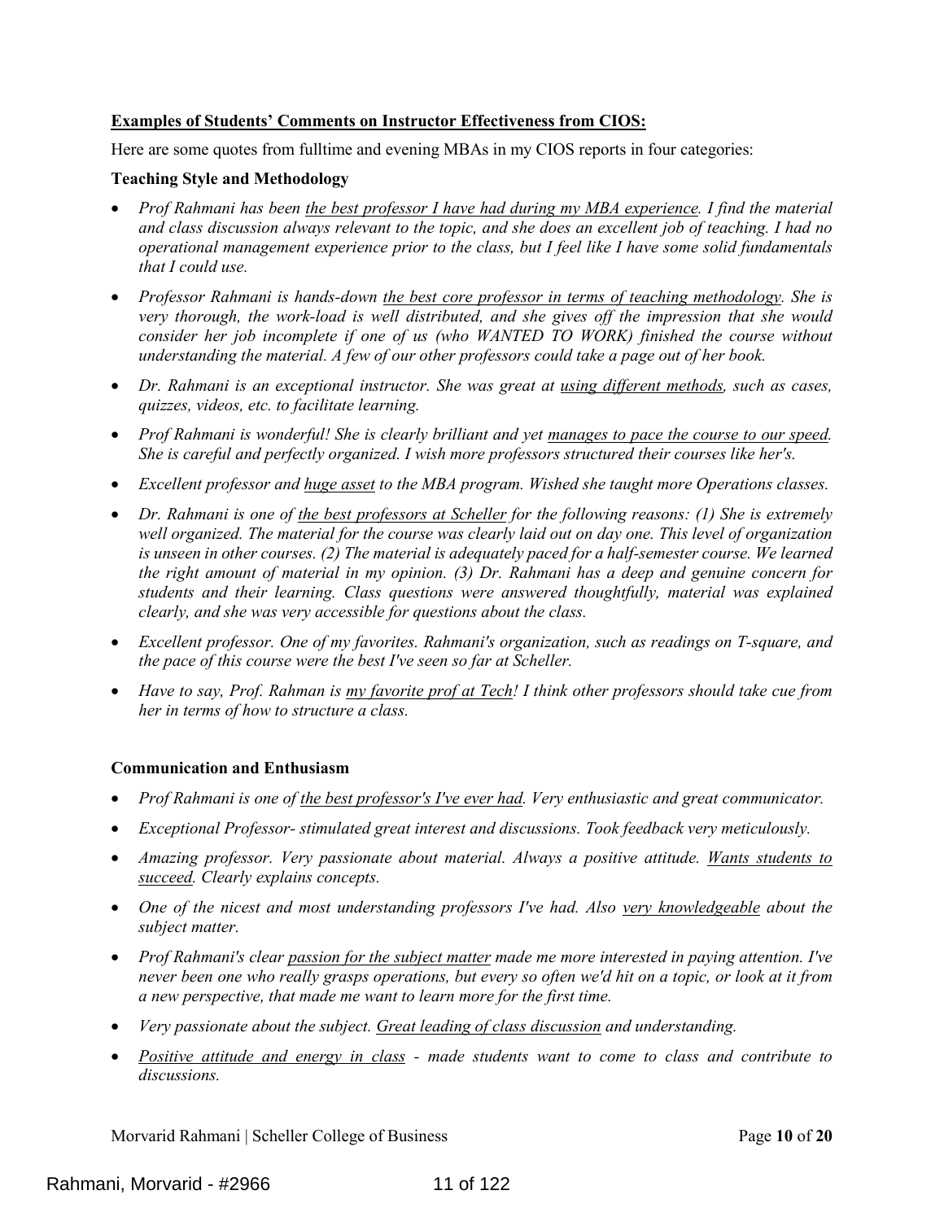**<u>Examples of Students' Comments on Instructor Effectiveness from CIOS:</u>**

Here are some quotes from fulltime and evening MBAs in my CIOS reports in four categories:

**Teaching Style and Methodology**

- *Prof Rahmani has been <u>the best professor I have had during my MBA experience</u>. I find the material and class discussion always relevant to the topic, and she does an excellent job of teaching. I had no operational management experience prior to the class, but I feel like I have some solid fundamentals that I could use.*
- *Professor Rahmani is hands-down <u>the best core professor in terms of teaching methodology</u>. She is very thorough, the work-load is well distributed, and she gives off the impression that she would consider her job incomplete if one of us (who WANTED TO WORK) finished the course without understanding the material. A few of our other professors could take a page out of her book.*
- *Dr. Rahmani is an exceptional instructor. She was great at <u>using different methods</u>, such as cases, quizzes, videos, etc. to facilitate learning.*
- *Prof Rahmani is wonderful! She is clearly brilliant and yet <u>manages to pace the course to our speed</u>. She is careful and perfectly organized. I wish more professors structured their courses like her's.*
- *Excellent professor and <u>huge asset</u> to the MBA program. Wished she taught more Operations classes.*
- *Dr. Rahmani is one of <u>the best professors at Scheller</u> for the following reasons: (1) She is extremely well organized. The material for the course was clearly laid out on day one. This level of organization is unseen in other courses. (2) The material is adequately paced for a half-semester course. We learned the right amount of material in my opinion. (3) Dr. Rahmani has a deep and genuine concern for students and their learning. Class questions were answered thoughtfully, material was explained clearly, and she was very accessible for questions about the class.*
- *Excellent professor. One of my favorites. Rahmani's organization, such as readings on T-square, and the pace of this course were the best I've seen so far at Scheller.*
- *Have to say, Prof. Rahman is <u>my favorite prof at Tech</u>! I think other professors should take cue from her in terms of how to structure a class.*

**Communication and Enthusiasm**

- *Prof Rahmani is one of <u>the best professor's I've ever had</u>. Very enthusiastic and great communicator.*
- *Exceptional Professor- stimulated great interest and discussions. Took feedback very meticulously.*
- *Amazing professor. Very passionate about material. Always a positive attitude. <u>Wants students to succeed</u>. Clearly explains concepts.*
- *One of the nicest and most understanding professors I've had. Also <u>very knowledgeable</u> about the subject matter.*
- *Prof Rahmani's clear <u>passion for the subject matter</u> made me more interested in paying attention. I've never been one who really grasps operations, but every so often we'd hit on a topic, or look at it from a new perspective, that made me want to learn more for the first time.*
- *Very passionate about the subject. <u>Great leading of class discussion</u> and understanding.*
- *<u>Positive attitude and energy in class</u> - made students want to come to class and contribute to discussions.*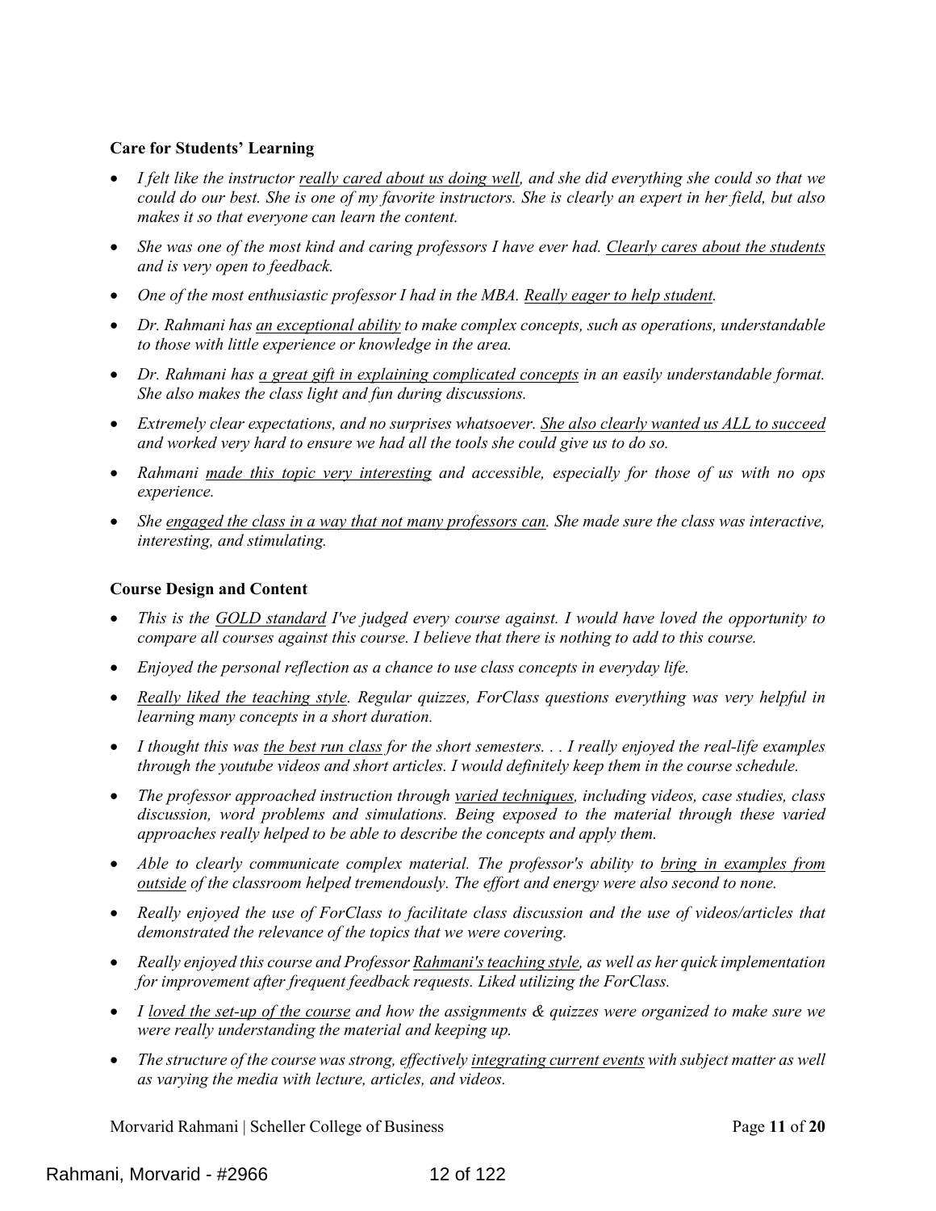**Care for Students' Learning**

- *I felt like the instructor <u>really cared about us doing well</u>, and she did everything she could so that we could do our best. She is one of my favorite instructors. She is clearly an expert in her field, but also makes it so that everyone can learn the content.*
- *She was one of the most kind and caring professors I have ever had. <u>Clearly cares about the students</u> and is very open to feedback.*
- *One of the most enthusiastic professor I had in the MBA. <u>Really eager to help student</u>.*
- *Dr. Rahmani has <u>an exceptional ability</u> to make complex concepts, such as operations, understandable to those with little experience or knowledge in the area.*
- *Dr. Rahmani has <u>a great gift in explaining complicated concepts</u> in an easily understandable format. She also makes the class light and fun during discussions.*
- *Extremely clear expectations, and no surprises whatsoever. <u>She also clearly wanted us ALL to succeed</u> and worked very hard to ensure we had all the tools she could give us to do so.*
- *Rahmani <u>made this topic very interesting</u> and accessible, especially for those of us with no ops experience.*
- *She <u>engaged the class in a way that not many professors can</u>. She made sure the class was interactive, interesting, and stimulating.*

**Course Design and Content**

- *This is the <u>GOLD standard</u> I've judged every course against. I would have loved the opportunity to compare all courses against this course. I believe that there is nothing to add to this course.*
- *Enjoyed the personal reflection as a chance to use class concepts in everyday life.*
- *<u>Really liked the teaching style</u>. Regular quizzes, ForClass questions everything was very helpful in learning many concepts in a short duration.*
- *I thought this was <u>the best run class</u> for the short semesters. . . I really enjoyed the real-life examples through the youtube videos and short articles. I would definitely keep them in the course schedule.*
- *The professor approached instruction through <u>varied techniques</u>, including videos, case studies, class discussion, word problems and simulations. Being exposed to the material through these varied approaches really helped to be able to describe the concepts and apply them.*
- *Able to clearly communicate complex material. The professor's ability to <u>bring in examples from outside</u> of the classroom helped tremendously. The effort and energy were also second to none.*
- *Really enjoyed the use of ForClass to facilitate class discussion and the use of videos/articles that demonstrated the relevance of the topics that we were covering.*
- *Really enjoyed this course and Professor <u>Rahmani's teaching style</u>, as well as her quick implementation for improvement after frequent feedback requests. Liked utilizing the ForClass.*
- *I <u>loved the set-up of the course</u> and how the assignments & quizzes were organized to make sure we were really understanding the material and keeping up.*
- *The structure of the course was strong, effectively <u>integrating current events</u> with subject matter as well as varying the media with lecture, articles, and videos.*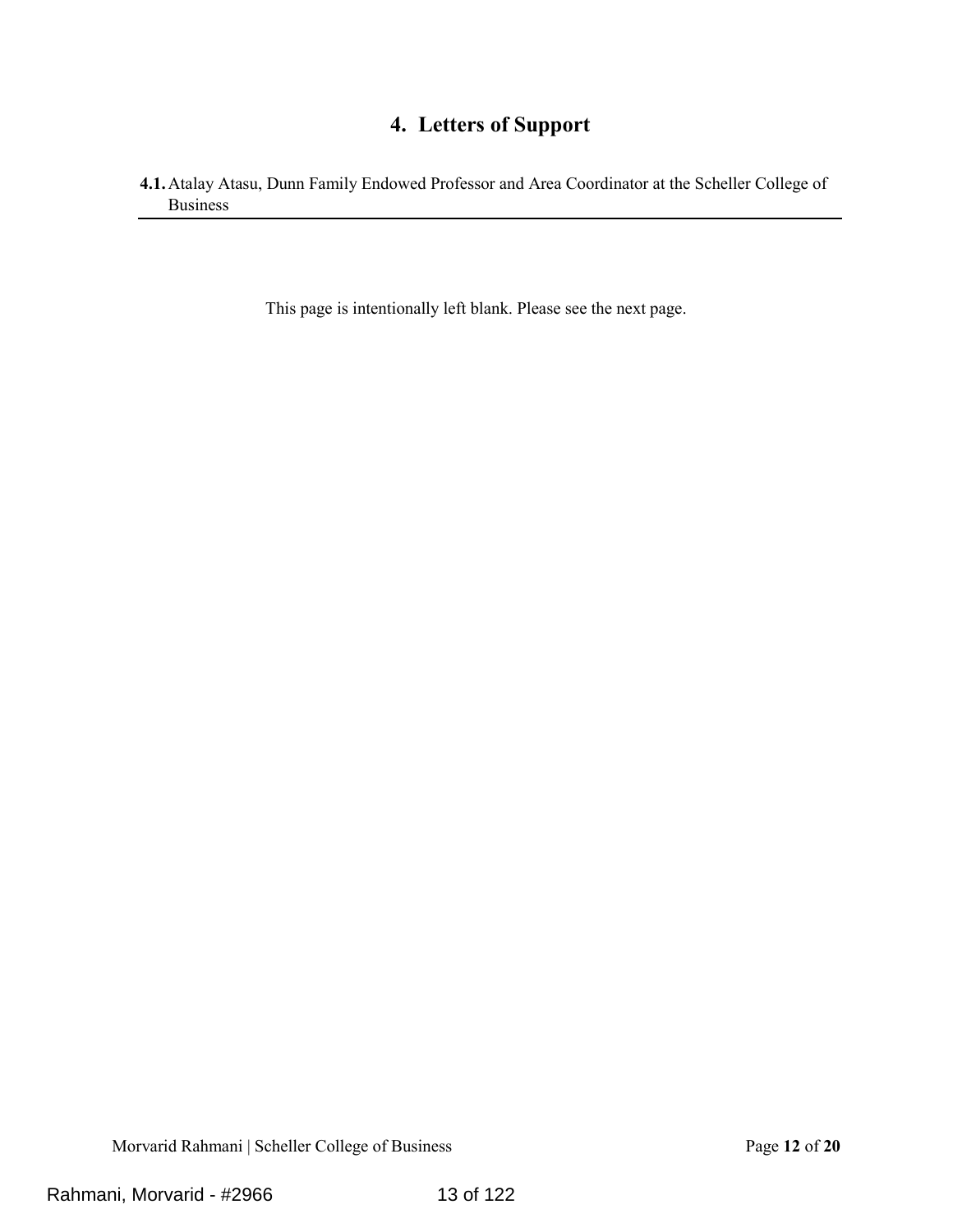# 4. Letters of Support

**4.1.** Atalay Atasu, Dunn Family Endowed Professor and Area Coordinator at the Scheller College of Business

---

This page is intentionally left blank. Please see the next page.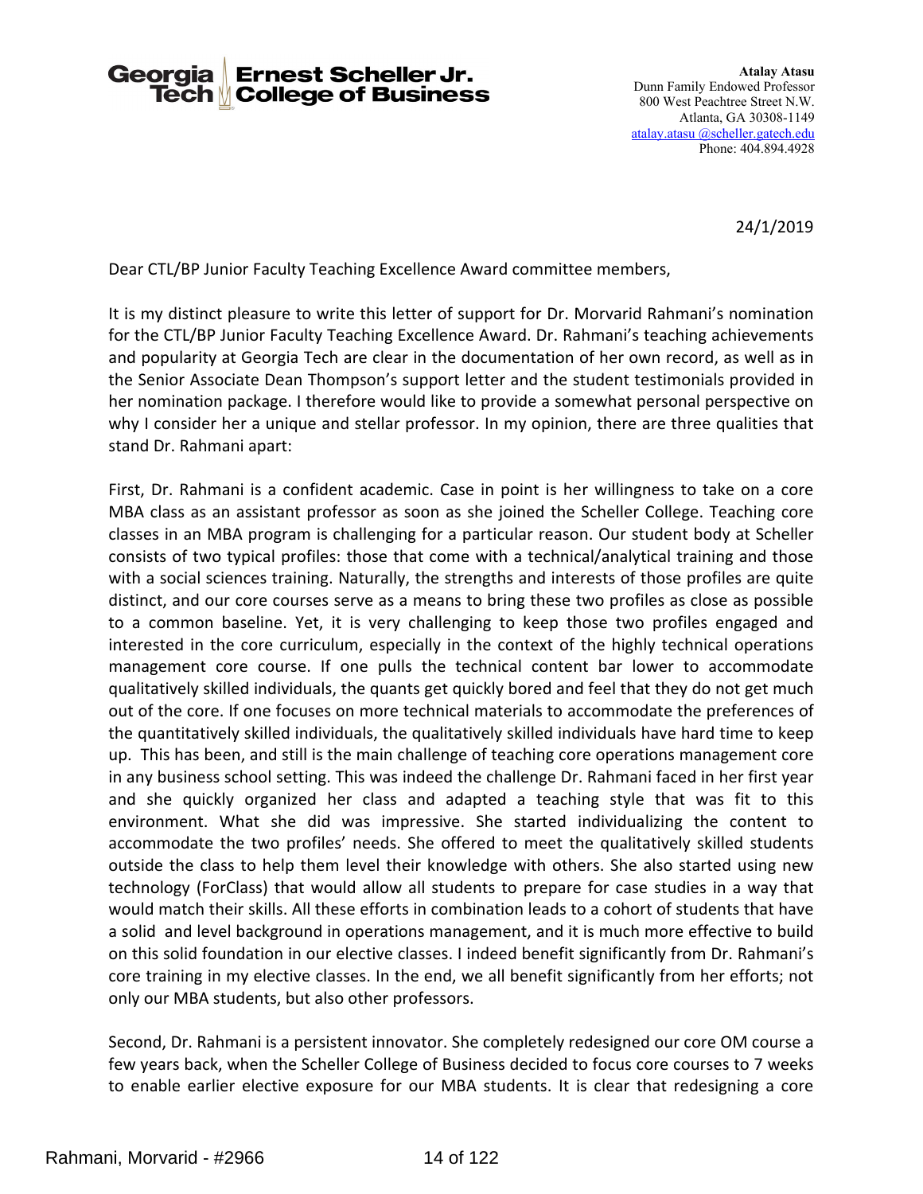**Georgia Tech | Ernest Scheller Jr. College of Business**

**Atalay Atasu**
Dunn Family Endowed Professor
800 West Peachtree Street N.W.
Atlanta, GA 30308-1149
atalay.atasu @scheller.gatech.edu
Phone: 404.894.4928

24/1/2019

Dear CTL/BP Junior Faculty Teaching Excellence Award committee members,

It is my distinct pleasure to write this letter of support for Dr. Morvarid Rahmani's nomination for the CTL/BP Junior Faculty Teaching Excellence Award. Dr. Rahmani's teaching achievements and popularity at Georgia Tech are clear in the documentation of her own record, as well as in the Senior Associate Dean Thompson's support letter and the student testimonials provided in her nomination package. I therefore would like to provide a somewhat personal perspective on why I consider her a unique and stellar professor. In my opinion, there are three qualities that stand Dr. Rahmani apart:

First, Dr. Rahmani is a confident academic. Case in point is her willingness to take on a core MBA class as an assistant professor as soon as she joined the Scheller College. Teaching core classes in an MBA program is challenging for a particular reason. Our student body at Scheller consists of two typical profiles: those that come with a technical/analytical training and those with a social sciences training. Naturally, the strengths and interests of those profiles are quite distinct, and our core courses serve as a means to bring these two profiles as close as possible to a common baseline. Yet, it is very challenging to keep those two profiles engaged and interested in the core curriculum, especially in the context of the highly technical operations management core course. If one pulls the technical content bar lower to accommodate qualitatively skilled individuals, the quants get quickly bored and feel that they do not get much out of the core. If one focuses on more technical materials to accommodate the preferences of the quantitatively skilled individuals, the qualitatively skilled individuals have hard time to keep up. This has been, and still is the main challenge of teaching core operations management core in any business school setting. This was indeed the challenge Dr. Rahmani faced in her first year and she quickly organized her class and adapted a teaching style that was fit to this environment. What she did was impressive. She started individualizing the content to accommodate the two profiles' needs. She offered to meet the qualitatively skilled students outside the class to help them level their knowledge with others. She also started using new technology (ForClass) that would allow all students to prepare for case studies in a way that would match their skills. All these efforts in combination leads to a cohort of students that have a solid and level background in operations management, and it is much more effective to build on this solid foundation in our elective classes. I indeed benefit significantly from Dr. Rahmani's core training in my elective classes. In the end, we all benefit significantly from her efforts; not only our MBA students, but also other professors.

Second, Dr. Rahmani is a persistent innovator. She completely redesigned our core OM course a few years back, when the Scheller College of Business decided to focus core courses to 7 weeks to enable earlier elective exposure for our MBA students. It is clear that redesigning a core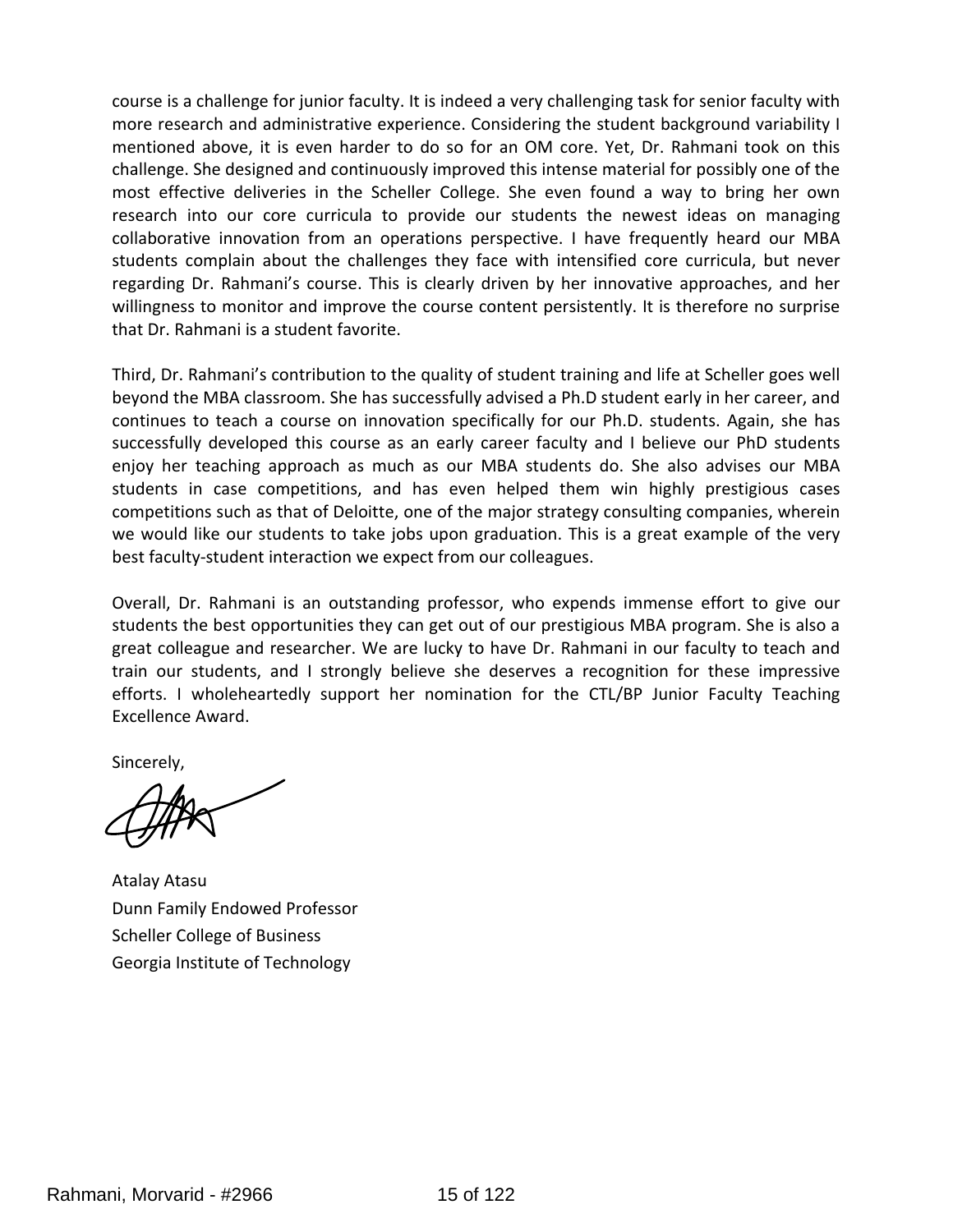course is a challenge for junior faculty. It is indeed a very challenging task for senior faculty with more research and administrative experience. Considering the student background variability I mentioned above, it is even harder to do so for an OM core. Yet, Dr. Rahmani took on this challenge. She designed and continuously improved this intense material for possibly one of the most effective deliveries in the Scheller College. She even found a way to bring her own research into our core curricula to provide our students the newest ideas on managing collaborative innovation from an operations perspective. I have frequently heard our MBA students complain about the challenges they face with intensified core curricula, but never regarding Dr. Rahmani's course. This is clearly driven by her innovative approaches, and her willingness to monitor and improve the course content persistently. It is therefore no surprise that Dr. Rahmani is a student favorite.

Third, Dr. Rahmani's contribution to the quality of student training and life at Scheller goes well beyond the MBA classroom. She has successfully advised a Ph.D student early in her career, and continues to teach a course on innovation specifically for our Ph.D. students. Again, she has successfully developed this course as an early career faculty and I believe our PhD students enjoy her teaching approach as much as our MBA students do. She also advises our MBA students in case competitions, and has even helped them win highly prestigious cases competitions such as that of Deloitte, one of the major strategy consulting companies, wherein we would like our students to take jobs upon graduation. This is a great example of the very best faculty-student interaction we expect from our colleagues.

Overall, Dr. Rahmani is an outstanding professor, who expends immense effort to give our students the best opportunities they can get out of our prestigious MBA program. She is also a great colleague and researcher. We are lucky to have Dr. Rahmani in our faculty to teach and train our students, and I strongly believe she deserves a recognition for these impressive efforts. I wholeheartedly support her nomination for the CTL/BP Junior Faculty Teaching Excellence Award.

Sincerely,

Atalay Atasu
Dunn Family Endowed Professor
Scheller College of Business
Georgia Institute of Technology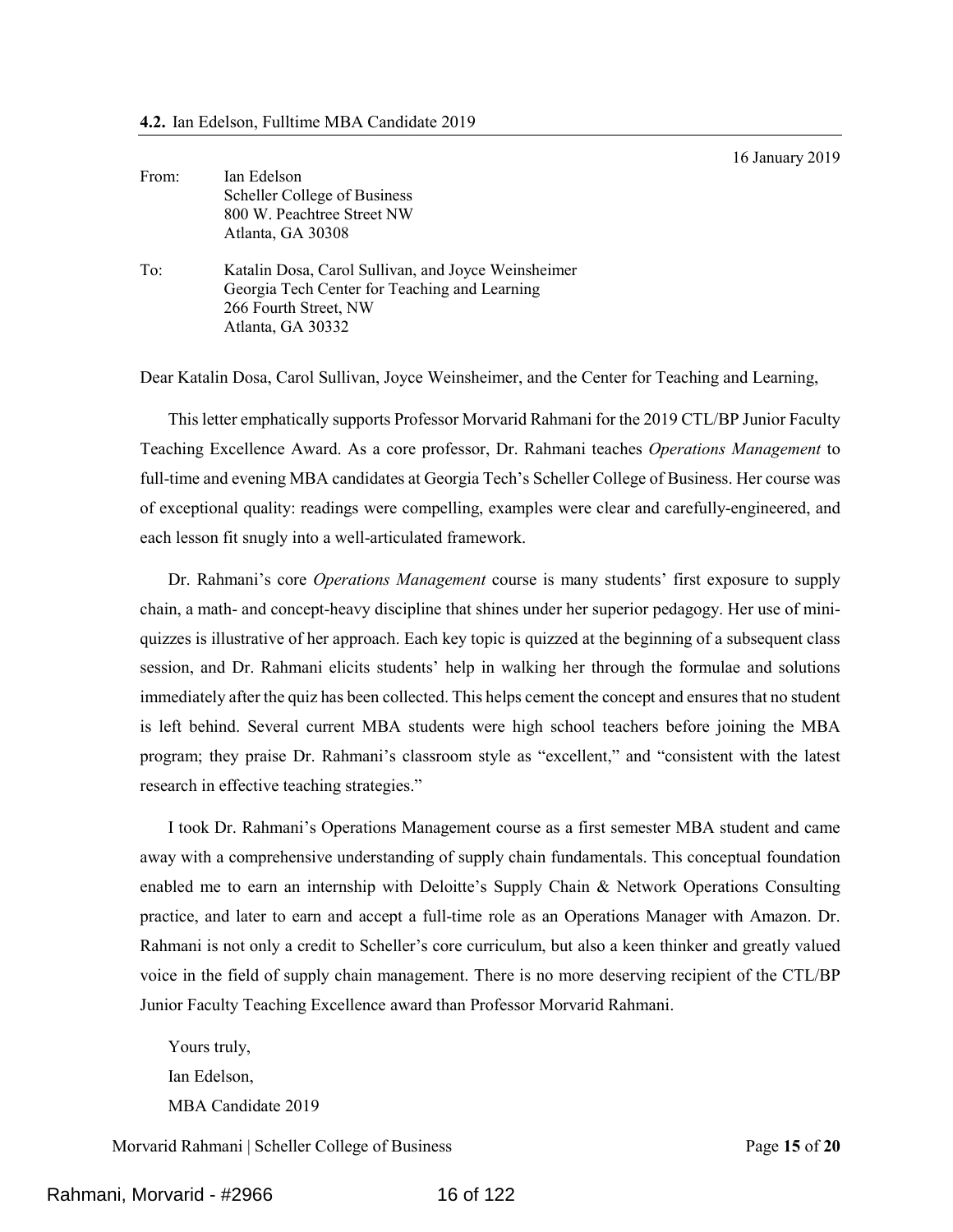**4.2.** Ian Edelson, Fulltime MBA Candidate 2019

16 January 2019

From: Ian Edelson
Scheller College of Business
800 W. Peachtree Street NW
Atlanta, GA 30308

To: Katalin Dosa, Carol Sullivan, and Joyce Weinsheimer
Georgia Tech Center for Teaching and Learning
266 Fourth Street, NW
Atlanta, GA 30332

Dear Katalin Dosa, Carol Sullivan, Joyce Weinsheimer, and the Center for Teaching and Learning,

This letter emphatically supports Professor Morvarid Rahmani for the 2019 CTL/BP Junior Faculty Teaching Excellence Award. As a core professor, Dr. Rahmani teaches *Operations Management* to full-time and evening MBA candidates at Georgia Tech's Scheller College of Business. Her course was of exceptional quality: readings were compelling, examples were clear and carefully-engineered, and each lesson fit snugly into a well-articulated framework.

Dr. Rahmani's core *Operations Management* course is many students' first exposure to supply chain, a math- and concept-heavy discipline that shines under her superior pedagogy. Her use of mini-quizzes is illustrative of her approach. Each key topic is quizzed at the beginning of a subsequent class session, and Dr. Rahmani elicits students' help in walking her through the formulae and solutions immediately after the quiz has been collected. This helps cement the concept and ensures that no student is left behind. Several current MBA students were high school teachers before joining the MBA program; they praise Dr. Rahmani's classroom style as "excellent," and "consistent with the latest research in effective teaching strategies."

I took Dr. Rahmani's Operations Management course as a first semester MBA student and came away with a comprehensive understanding of supply chain fundamentals. This conceptual foundation enabled me to earn an internship with Deloitte's Supply Chain & Network Operations Consulting practice, and later to earn and accept a full-time role as an Operations Manager with Amazon. Dr. Rahmani is not only a credit to Scheller's core curriculum, but also a keen thinker and greatly valued voice in the field of supply chain management. There is no more deserving recipient of the CTL/BP Junior Faculty Teaching Excellence award than Professor Morvarid Rahmani.

Yours truly,
Ian Edelson,
MBA Candidate 2019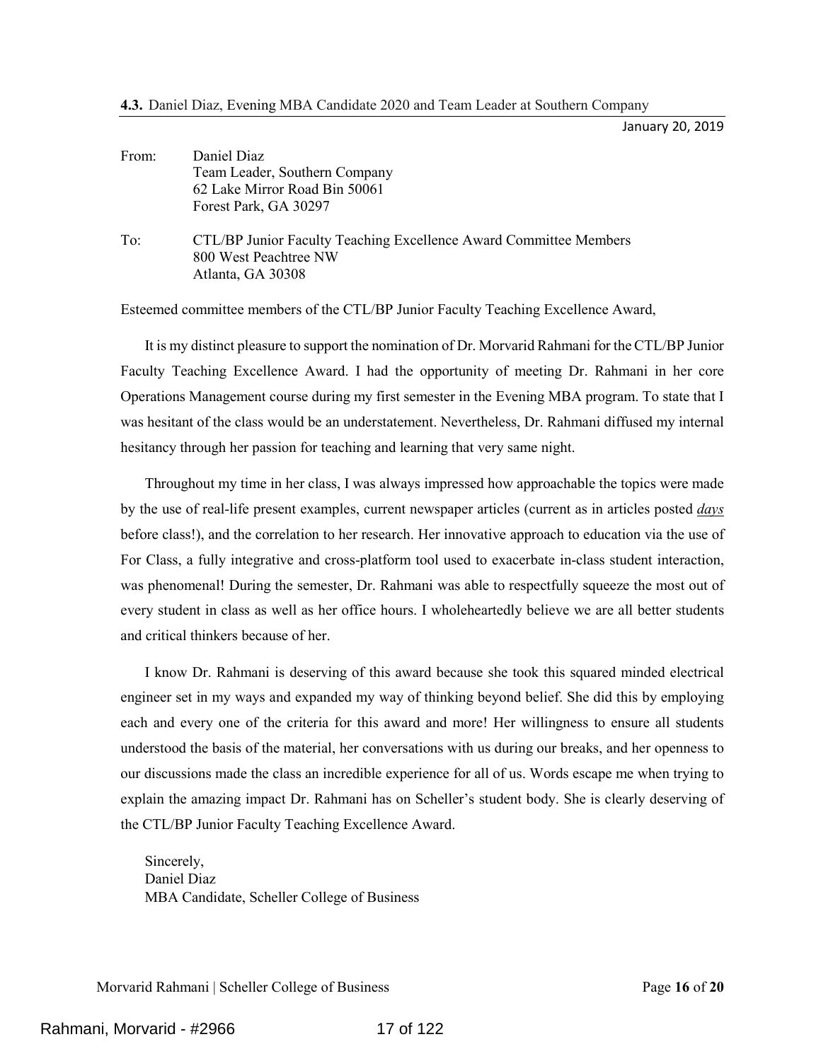**4.3.** Daniel Diaz, Evening MBA Candidate 2020 and Team Leader at Southern Company

January 20, 2019

From: Daniel Diaz
Team Leader, Southern Company
62 Lake Mirror Road Bin 50061
Forest Park, GA 30297

To: CTL/BP Junior Faculty Teaching Excellence Award Committee Members
800 West Peachtree NW
Atlanta, GA 30308

Esteemed committee members of the CTL/BP Junior Faculty Teaching Excellence Award,

It is my distinct pleasure to support the nomination of Dr. Morvarid Rahmani for the CTL/BP Junior Faculty Teaching Excellence Award. I had the opportunity of meeting Dr. Rahmani in her core Operations Management course during my first semester in the Evening MBA program. To state that I was hesitant of the class would be an understatement. Nevertheless, Dr. Rahmani diffused my internal hesitancy through her passion for teaching and learning that very same night.

Throughout my time in her class, I was always impressed how approachable the topics were made by the use of real-life present examples, current newspaper articles (current as in articles posted ***days*** before class!), and the correlation to her research. Her innovative approach to education via the use of For Class, a fully integrative and cross-platform tool used to exacerbate in-class student interaction, was phenomenal! During the semester, Dr. Rahmani was able to respectfully squeeze the most out of every student in class as well as her office hours. I wholeheartedly believe we are all better students and critical thinkers because of her.

I know Dr. Rahmani is deserving of this award because she took this squared minded electrical engineer set in my ways and expanded my way of thinking beyond belief. She did this by employing each and every one of the criteria for this award and more! Her willingness to ensure all students understood the basis of the material, her conversations with us during our breaks, and her openness to our discussions made the class an incredible experience for all of us. Words escape me when trying to explain the amazing impact Dr. Rahmani has on Scheller's student body. She is clearly deserving of the CTL/BP Junior Faculty Teaching Excellence Award.

Sincerely,
Daniel Diaz
MBA Candidate, Scheller College of Business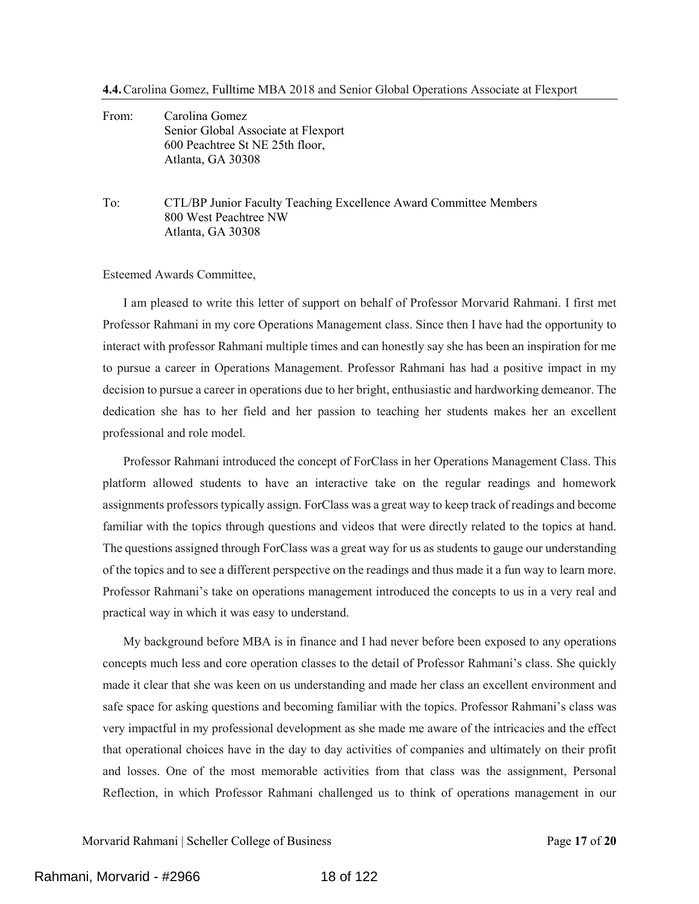**4.4.** Carolina Gomez, Fulltime MBA 2018 and Senior Global Operations Associate at Flexport

From: Carolina Gomez
Senior Global Associate at Flexport
600 Peachtree St NE 25th floor,
Atlanta, GA 30308

To: CTL/BP Junior Faculty Teaching Excellence Award Committee Members
800 West Peachtree NW
Atlanta, GA 30308

Esteemed Awards Committee,

I am pleased to write this letter of support on behalf of Professor Morvarid Rahmani. I first met Professor Rahmani in my core Operations Management class. Since then I have had the opportunity to interact with professor Rahmani multiple times and can honestly say she has been an inspiration for me to pursue a career in Operations Management. Professor Rahmani has had a positive impact in my decision to pursue a career in operations due to her bright, enthusiastic and hardworking demeanor. The dedication she has to her field and her passion to teaching her students makes her an excellent professional and role model.

Professor Rahmani introduced the concept of ForClass in her Operations Management Class. This platform allowed students to have an interactive take on the regular readings and homework assignments professors typically assign. ForClass was a great way to keep track of readings and become familiar with the topics through questions and videos that were directly related to the topics at hand. The questions assigned through ForClass was a great way for us as students to gauge our understanding of the topics and to see a different perspective on the readings and thus made it a fun way to learn more. Professor Rahmani's take on operations management introduced the concepts to us in a very real and practical way in which it was easy to understand.

My background before MBA is in finance and I had never before been exposed to any operations concepts much less and core operation classes to the detail of Professor Rahmani's class. She quickly made it clear that she was keen on us understanding and made her class an excellent environment and safe space for asking questions and becoming familiar with the topics. Professor Rahmani's class was very impactful in my professional development as she made me aware of the intricacies and the effect that operational choices have in the day to day activities of companies and ultimately on their profit and losses. One of the most memorable activities from that class was the assignment, Personal Reflection, in which Professor Rahmani challenged us to think of operations management in our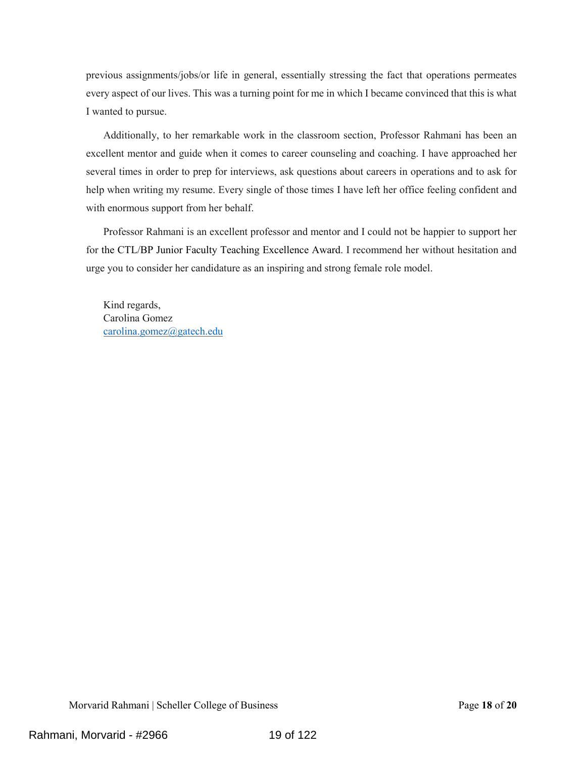previous assignments/jobs/or life in general, essentially stressing the fact that operations permeates every aspect of our lives. This was a turning point for me in which I became convinced that this is what I wanted to pursue.

Additionally, to her remarkable work in the classroom section, Professor Rahmani has been an excellent mentor and guide when it comes to career counseling and coaching. I have approached her several times in order to prep for interviews, ask questions about careers in operations and to ask for help when writing my resume. Every single of those times I have left her office feeling confident and with enormous support from her behalf.

Professor Rahmani is an excellent professor and mentor and I could not be happier to support her for the CTL/BP Junior Faculty Teaching Excellence Award. I recommend her without hesitation and urge you to consider her candidature as an inspiring and strong female role model.

Kind regards,
Carolina Gomez
carolina.gomez@gatech.edu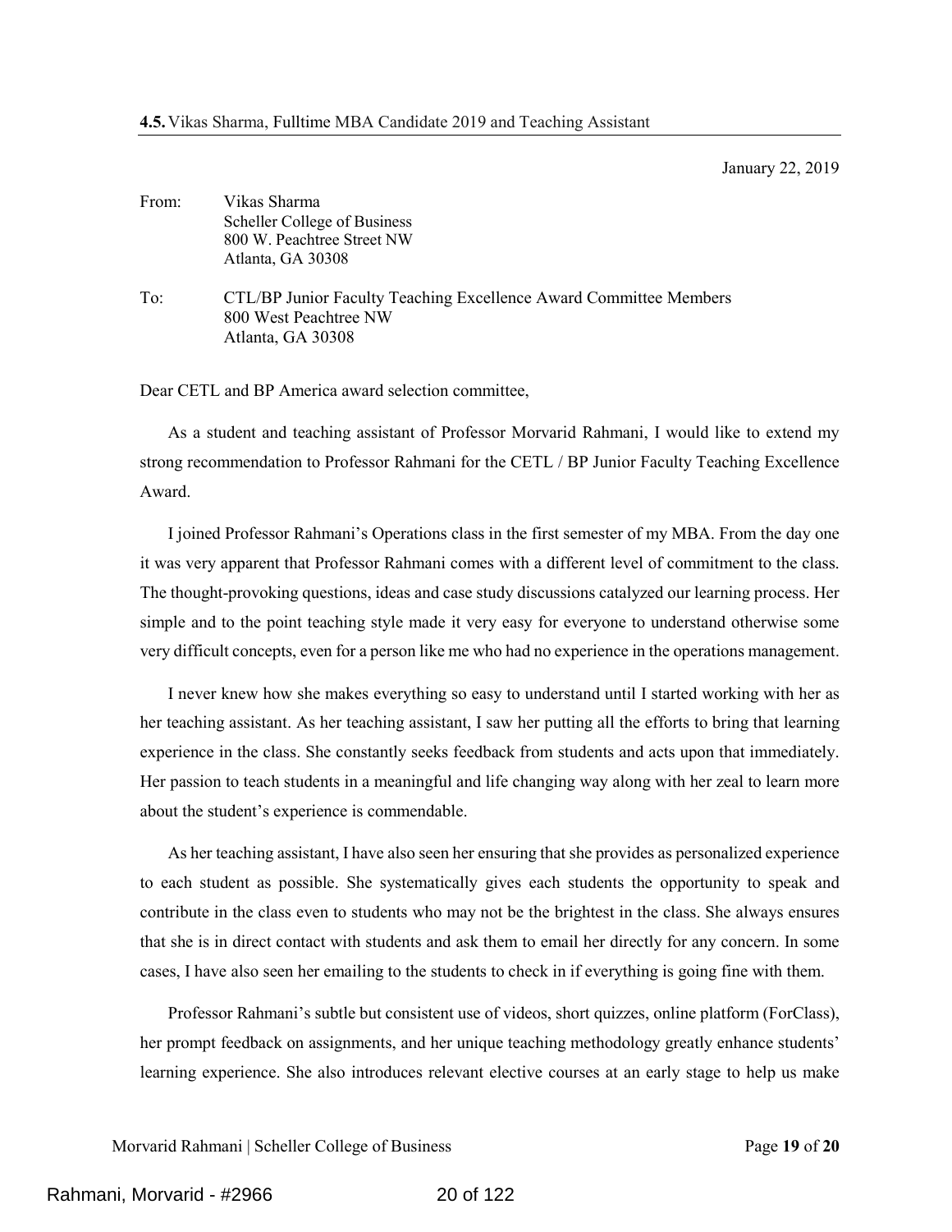**4.5.** Vikas Sharma, Fulltime MBA Candidate 2019 and Teaching Assistant

January 22, 2019

From: Vikas Sharma
Scheller College of Business
800 W. Peachtree Street NW
Atlanta, GA 30308

To: CTL/BP Junior Faculty Teaching Excellence Award Committee Members
800 West Peachtree NW
Atlanta, GA 30308

Dear CETL and BP America award selection committee,

As a student and teaching assistant of Professor Morvarid Rahmani, I would like to extend my strong recommendation to Professor Rahmani for the CETL / BP Junior Faculty Teaching Excellence Award.

I joined Professor Rahmani's Operations class in the first semester of my MBA. From the day one it was very apparent that Professor Rahmani comes with a different level of commitment to the class. The thought-provoking questions, ideas and case study discussions catalyzed our learning process. Her simple and to the point teaching style made it very easy for everyone to understand otherwise some very difficult concepts, even for a person like me who had no experience in the operations management.

I never knew how she makes everything so easy to understand until I started working with her as her teaching assistant. As her teaching assistant, I saw her putting all the efforts to bring that learning experience in the class. She constantly seeks feedback from students and acts upon that immediately. Her passion to teach students in a meaningful and life changing way along with her zeal to learn more about the student's experience is commendable.

As her teaching assistant, I have also seen her ensuring that she provides as personalized experience to each student as possible. She systematically gives each students the opportunity to speak and contribute in the class even to students who may not be the brightest in the class. She always ensures that she is in direct contact with students and ask them to email her directly for any concern. In some cases, I have also seen her emailing to the students to check in if everything is going fine with them.

Professor Rahmani's subtle but consistent use of videos, short quizzes, online platform (ForClass), her prompt feedback on assignments, and her unique teaching methodology greatly enhance students' learning experience. She also introduces relevant elective courses at an early stage to help us make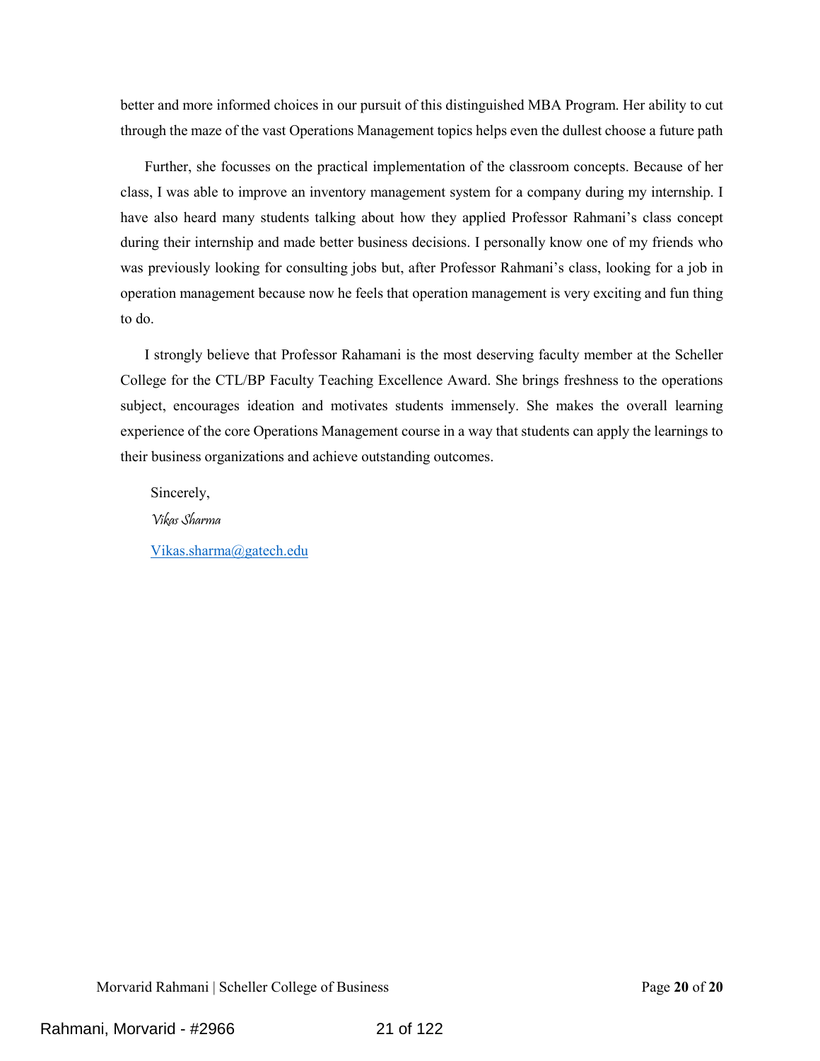better and more informed choices in our pursuit of this distinguished MBA Program. Her ability to cut through the maze of the vast Operations Management topics helps even the dullest choose a future path

Further, she focusses on the practical implementation of the classroom concepts. Because of her class, I was able to improve an inventory management system for a company during my internship. I have also heard many students talking about how they applied Professor Rahmani's class concept during their internship and made better business decisions. I personally know one of my friends who was previously looking for consulting jobs but, after Professor Rahmani's class, looking for a job in operation management because now he feels that operation management is very exciting and fun thing to do.

I strongly believe that Professor Rahamani is the most deserving faculty member at the Scheller College for the CTL/BP Faculty Teaching Excellence Award. She brings freshness to the operations subject, encourages ideation and motivates students immensely. She makes the overall learning experience of the core Operations Management course in a way that students can apply the learnings to their business organizations and achieve outstanding outcomes.

Sincerely,

*Vikas Sharma*

Vikas.sharma@gatech.edu